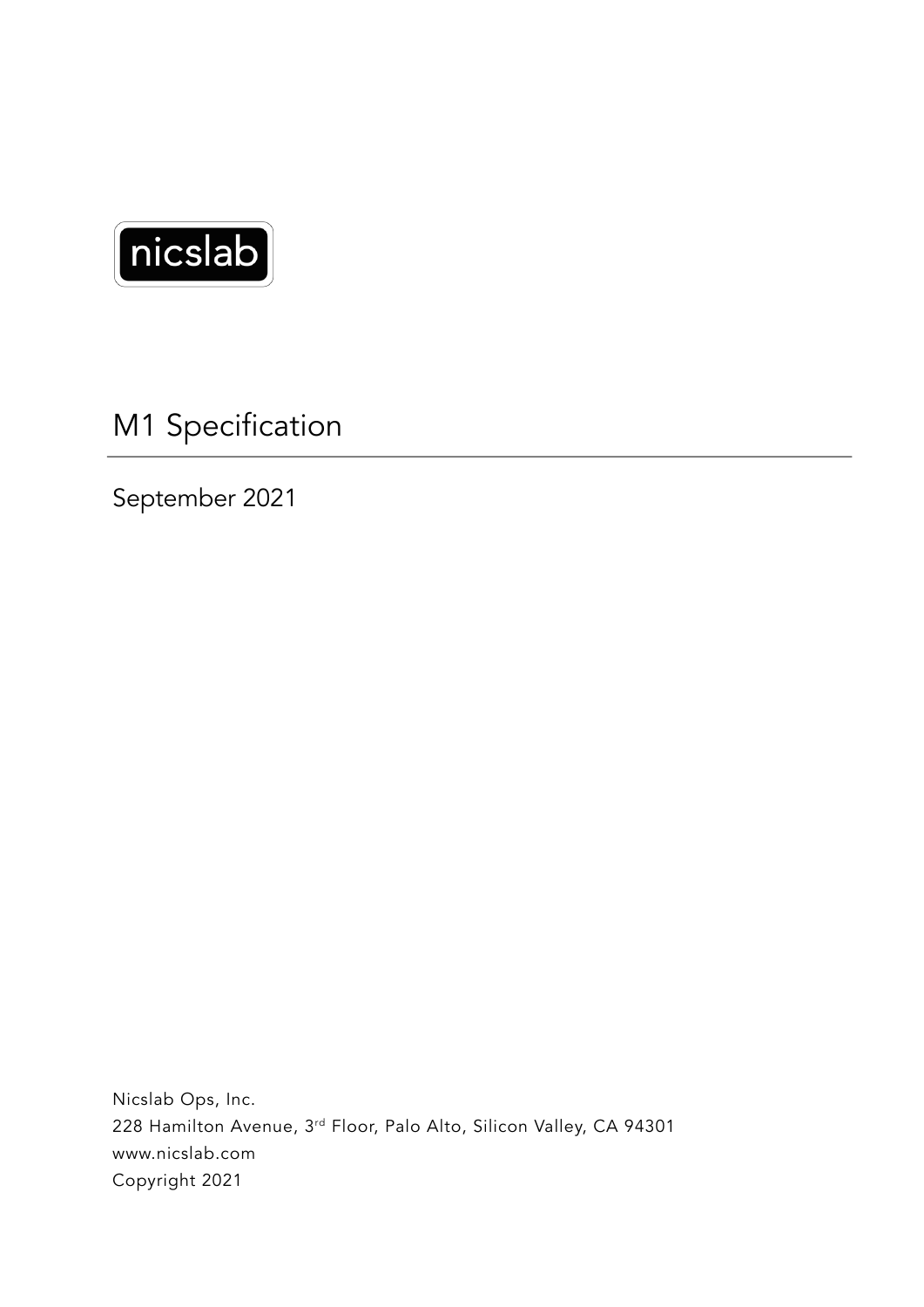nicslab

# M1 Specification

September 2021

Nicslab Ops, Inc.
228 Hamilton Avenue, 3rd Floor, Palo Alto, Silicon Valley, CA 94301
www.nicslab.com
Copyright 2021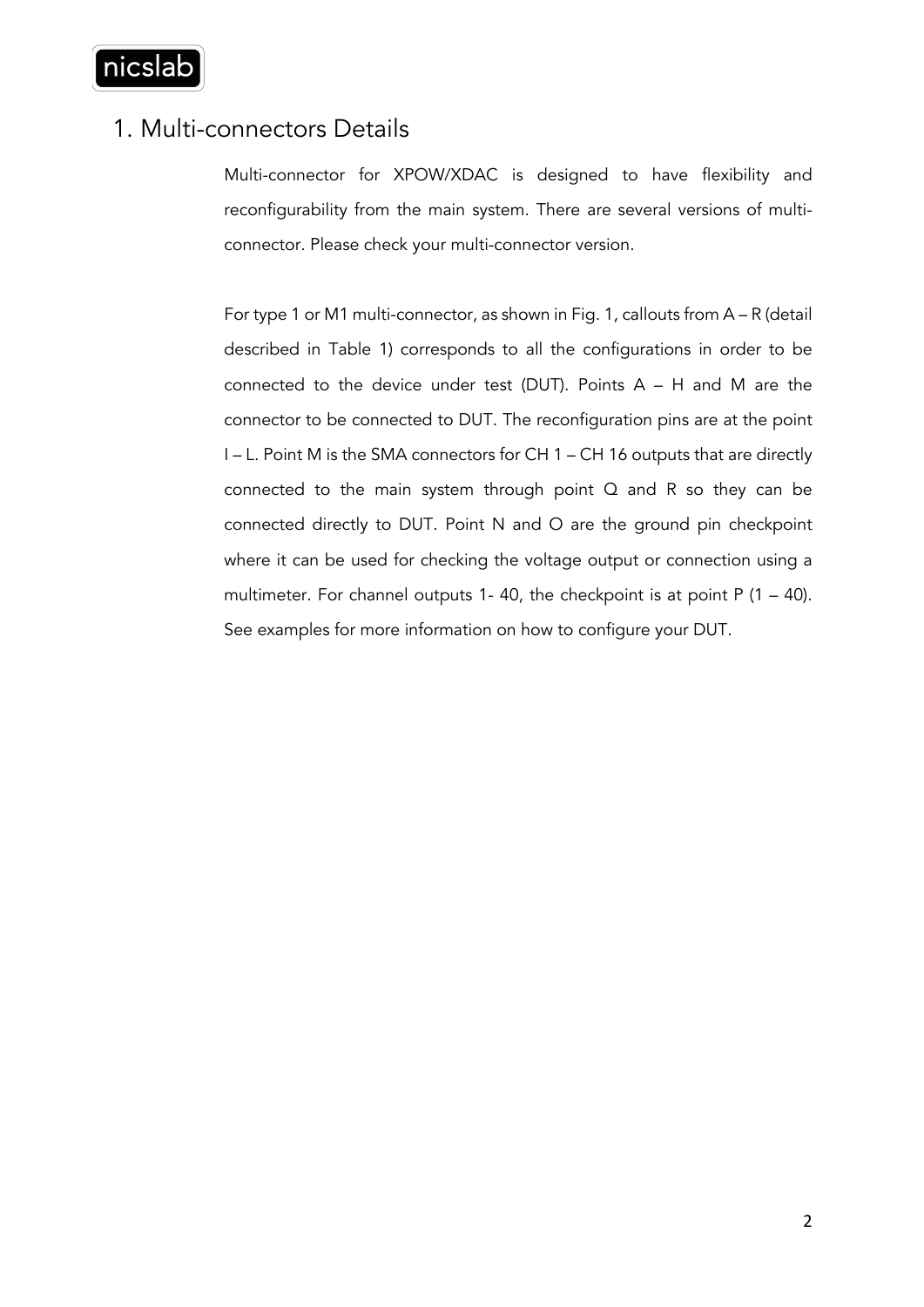# 1. Multi-connectors Details

Multi-connector for XPOW/XDAC is designed to have flexibility and reconfigurability from the main system. There are several versions of multi-connector. Please check your multi-connector version.

For type 1 or M1 multi-connector, as shown in Fig. 1, callouts from A – R (detail described in Table 1) corresponds to all the configurations in order to be connected to the device under test (DUT). Points A – H and M are the connector to be connected to DUT. The reconfiguration pins are at the point I – L. Point M is the SMA connectors for CH 1 – CH 16 outputs that are directly connected to the main system through point Q and R so they can be connected directly to DUT. Point N and O are the ground pin checkpoint where it can be used for checking the voltage output or connection using a multimeter. For channel outputs 1- 40, the checkpoint is at point P (1 – 40). See examples for more information on how to configure your DUT.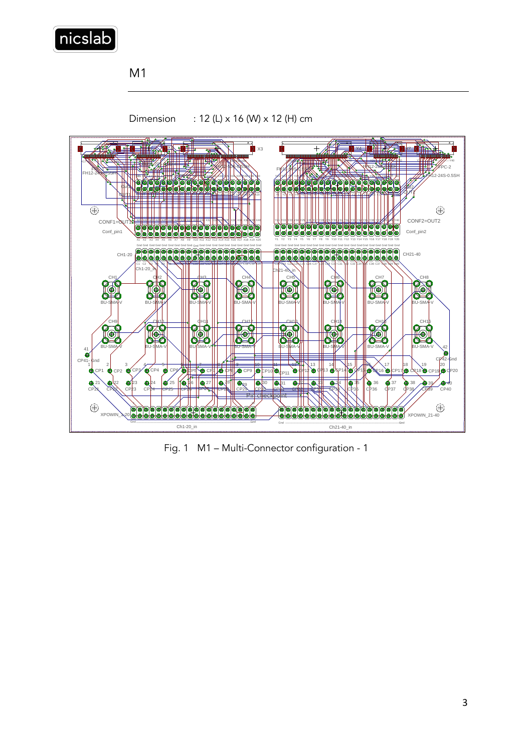# M1

Dimension : 12 (L) x 16 (W) x 12 (H) cm

Fig. 1 M1 – Multi-Connector configuration - 1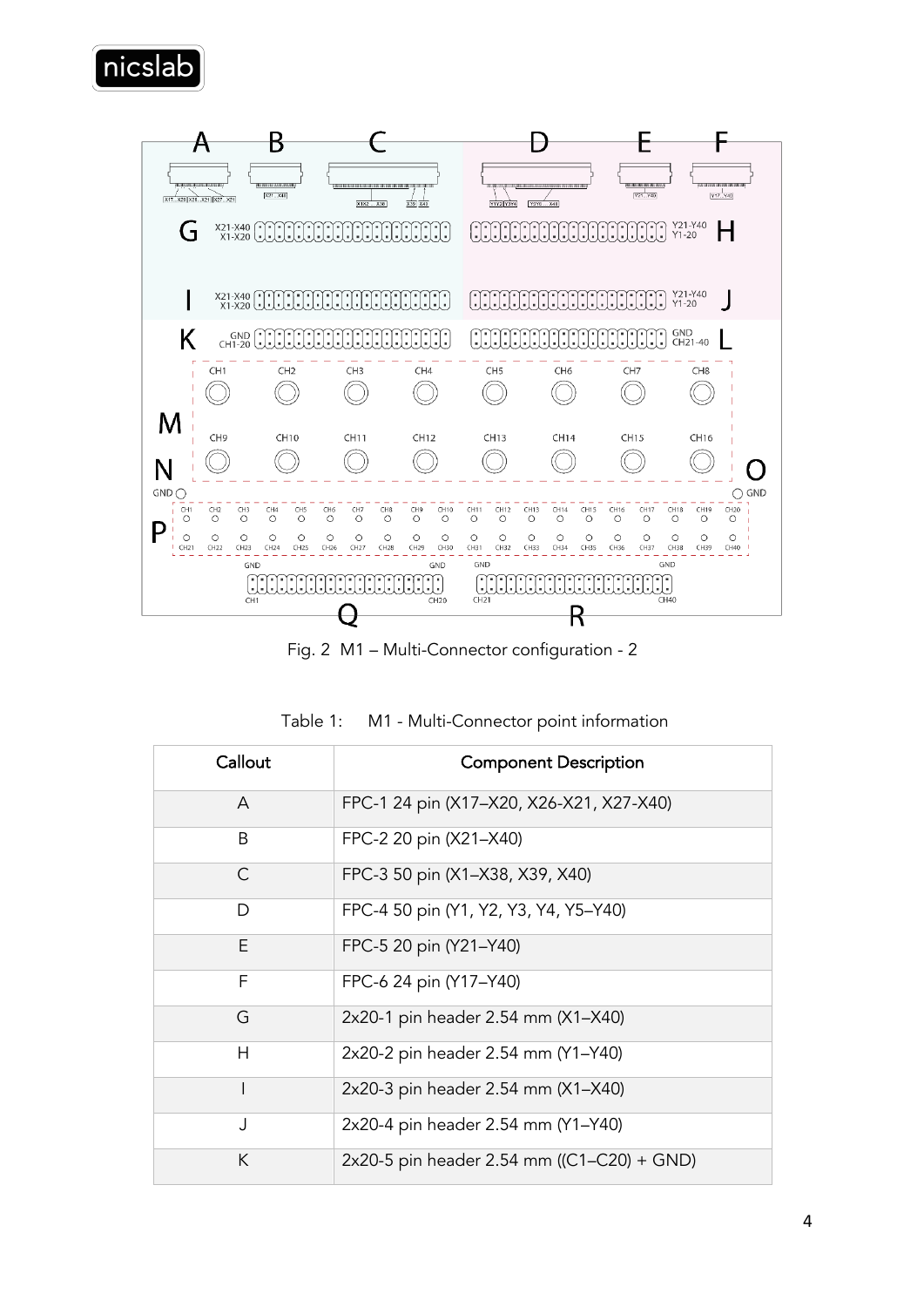Fig. 2 M1 – Multi-Connector configuration - 2

Table 1: M1 - Multi-Connector point information

| Callout | Component Description |
|---|---|
| A | FPC-1 24 pin (X17–X20, X26-X21, X27-X40) |
| B | FPC-2 20 pin (X21–X40) |
| C | FPC-3 50 pin (X1–X38, X39, X40) |
| D | FPC-4 50 pin (Y1, Y2, Y3, Y4, Y5–Y40) |
| E | FPC-5 20 pin (Y21–Y40) |
| F | FPC-6 24 pin (Y17–Y40) |
| G | 2x20-1 pin header 2.54 mm (X1–X40) |
| H | 2x20-2 pin header 2.54 mm (Y1–Y40) |
| I | 2x20-3 pin header 2.54 mm (X1–X40) |
| J | 2x20-4 pin header 2.54 mm (Y1–Y40) |
| K | 2x20-5 pin header 2.54 mm ((C1–C20) + GND) |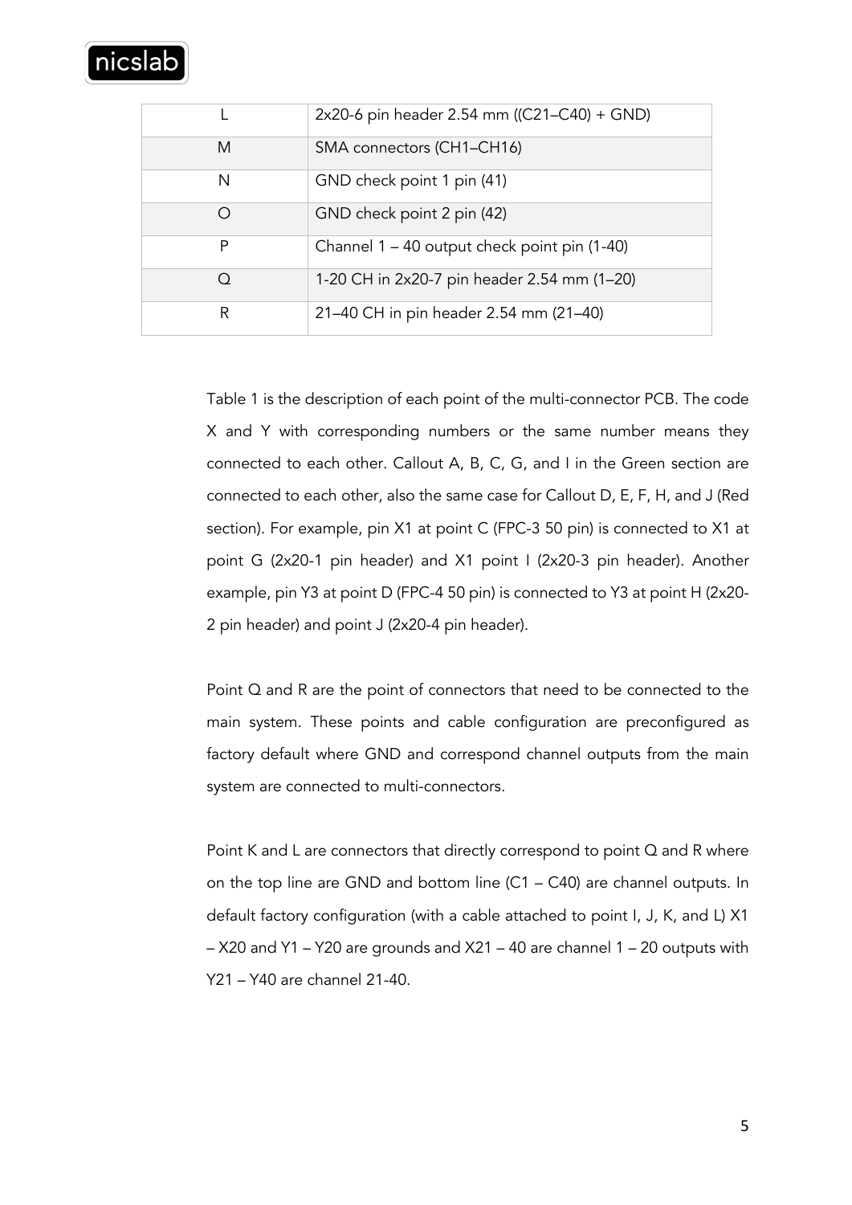| | |
|---|---|
| L | 2x20-6 pin header 2.54 mm ((C21–C40) + GND) |
| M | SMA connectors (CH1–CH16) |
| N | GND check point 1 pin (41) |
| O | GND check point 2 pin (42) |
| P | Channel 1 – 40 output check point pin (1-40) |
| Q | 1-20 CH in 2x20-7 pin header 2.54 mm (1–20) |
| R | 21–40 CH in pin header 2.54 mm (21–40) |

Table 1 is the description of each point of the multi-connector PCB. The code X and Y with corresponding numbers or the same number means they connected to each other. Callout A, B, C, G, and I in the Green section are connected to each other, also the same case for Callout D, E, F, H, and J (Red section). For example, pin X1 at point C (FPC-3 50 pin) is connected to X1 at point G (2x20-1 pin header) and X1 point I (2x20-3 pin header). Another example, pin Y3 at point D (FPC-4 50 pin) is connected to Y3 at point H (2x20-2 pin header) and point J (2x20-4 pin header).

Point Q and R are the point of connectors that need to be connected to the main system. These points and cable configuration are preconfigured as factory default where GND and correspond channel outputs from the main system are connected to multi-connectors.

Point K and L are connectors that directly correspond to point Q and R where on the top line are GND and bottom line (C1 – C40) are channel outputs. In default factory configuration (with a cable attached to point I, J, K, and L) X1 – X20 and Y1 – Y20 are grounds and X21 – 40 are channel 1 – 20 outputs with Y21 – Y40 are channel 21-40.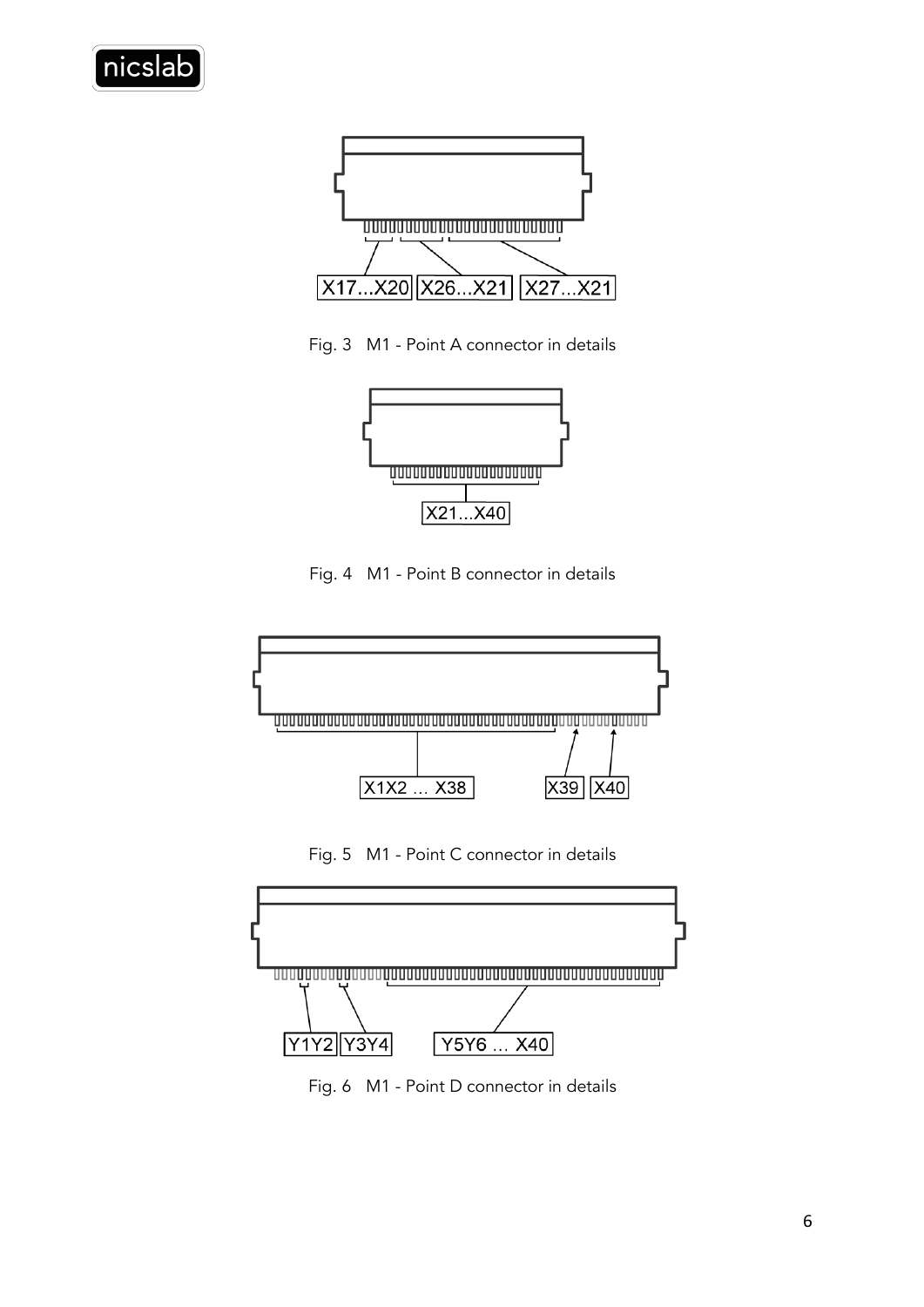X17...X20 X26...X21 X27...X21

Fig. 3 M1 - Point A connector in details

X21...X40

Fig. 4 M1 - Point B connector in details

X1X2 ... X38 X39 X40

Fig. 5 M1 - Point C connector in details

Y1Y2 Y3Y4 Y5Y6 ... X40

Fig. 6 M1 - Point D connector in details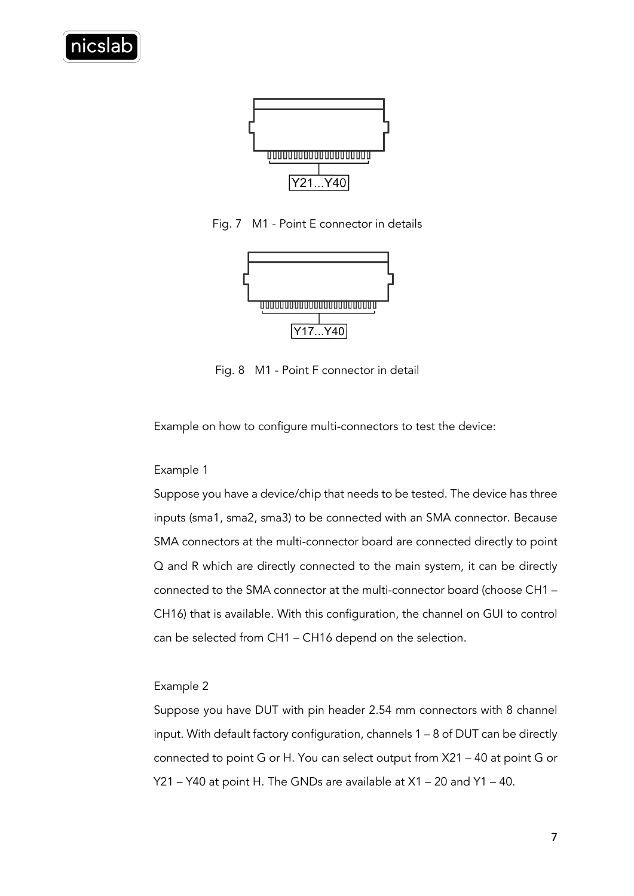Y21...Y40

Fig. 7 M1 - Point E connector in details

Y17...Y40

Fig. 8 M1 - Point F connector in detail

Example on how to configure multi-connectors to test the device:

Example 1

Suppose you have a device/chip that needs to be tested. The device has three inputs (sma1, sma2, sma3) to be connected with an SMA connector. Because SMA connectors at the multi-connector board are connected directly to point Q and R which are directly connected to the main system, it can be directly connected to the SMA connector at the multi-connector board (choose CH1 – CH16) that is available. With this configuration, the channel on GUI to control can be selected from CH1 – CH16 depend on the selection.

Example 2

Suppose you have DUT with pin header 2.54 mm connectors with 8 channel input. With default factory configuration, channels 1 – 8 of DUT can be directly connected to point G or H. You can select output from X21 – 40 at point G or Y21 – Y40 at point H. The GNDs are available at X1 – 20 and Y1 – 40.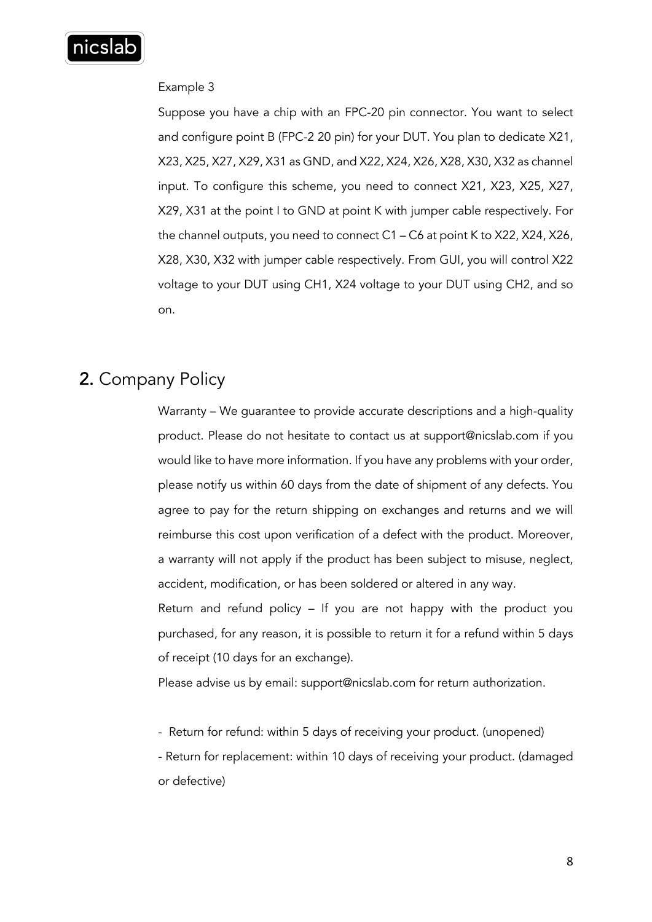Example 3

Suppose you have a chip with an FPC-20 pin connector. You want to select and configure point B (FPC-2 20 pin) for your DUT. You plan to dedicate X21, X23, X25, X27, X29, X31 as GND, and X22, X24, X26, X28, X30, X32 as channel input. To configure this scheme, you need to connect X21, X23, X25, X27, X29, X31 at the point I to GND at point K with jumper cable respectively. For the channel outputs, you need to connect C1 – C6 at point K to X22, X24, X26, X28, X30, X32 with jumper cable respectively. From GUI, you will control X22 voltage to your DUT using CH1, X24 voltage to your DUT using CH2, and so on.

## 2. Company Policy

Warranty – We guarantee to provide accurate descriptions and a high-quality product. Please do not hesitate to contact us at support@nicslab.com if you would like to have more information. If you have any problems with your order, please notify us within 60 days from the date of shipment of any defects. You agree to pay for the return shipping on exchanges and returns and we will reimburse this cost upon verification of a defect with the product. Moreover, a warranty will not apply if the product has been subject to misuse, neglect, accident, modification, or has been soldered or altered in any way.

Return and refund policy – If you are not happy with the product you purchased, for any reason, it is possible to return it for a refund within 5 days of receipt (10 days for an exchange).

Please advise us by email: support@nicslab.com for return authorization.

- Return for refund: within 5 days of receiving your product. (unopened)
- Return for replacement: within 10 days of receiving your product. (damaged or defective)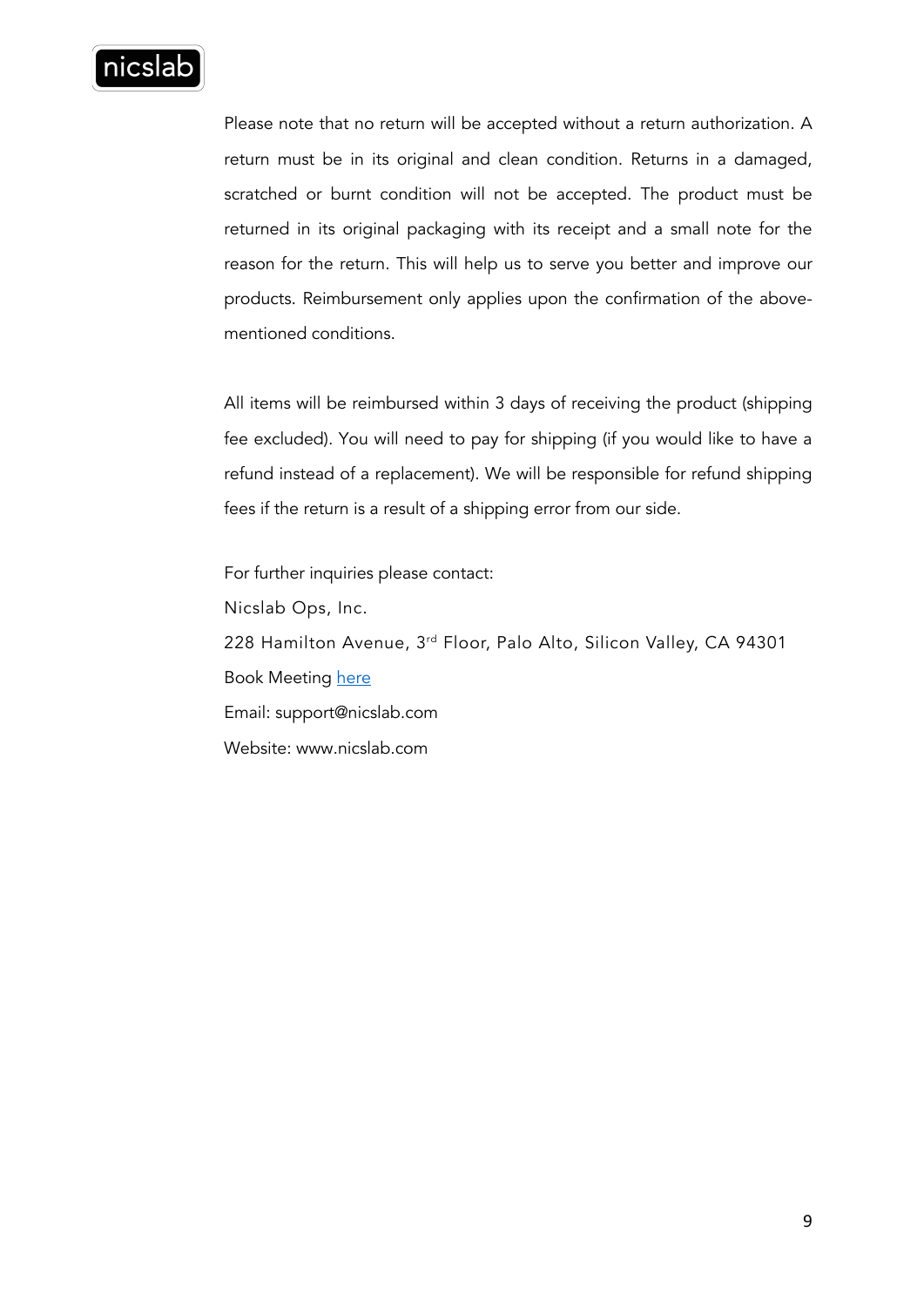Please note that no return will be accepted without a return authorization. A return must be in its original and clean condition. Returns in a damaged, scratched or burnt condition will not be accepted. The product must be returned in its original packaging with its receipt and a small note for the reason for the return. This will help us to serve you better and improve our products. Reimbursement only applies upon the confirmation of the above-mentioned conditions.

All items will be reimbursed within 3 days of receiving the product (shipping fee excluded). You will need to pay for shipping (if you would like to have a refund instead of a replacement). We will be responsible for refund shipping fees if the return is a result of a shipping error from our side.

For further inquiries please contact:

Nicslab Ops, Inc.

228 Hamilton Avenue, 3rd Floor, Palo Alto, Silicon Valley, CA 94301

Book Meeting here

Email: support@nicslab.com

Website: www.nicslab.com